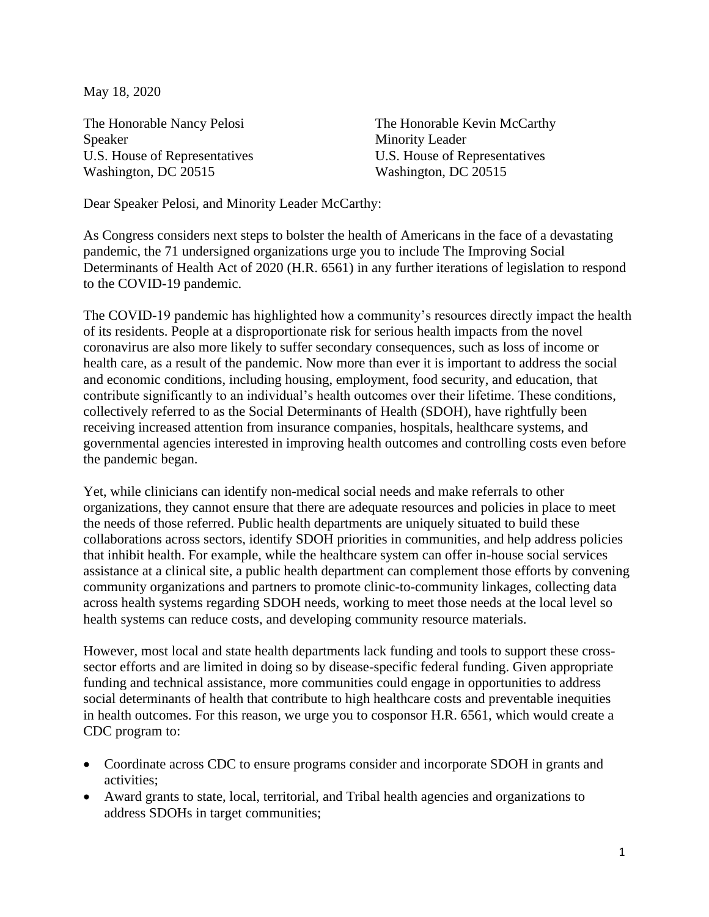May 18, 2020

The Honorable Nancy Pelosi
Speaker
U.S. House of Representatives
Washington, DC 20515

The Honorable Kevin McCarthy
Minority Leader
U.S. House of Representatives
Washington, DC 20515

Dear Speaker Pelosi, and Minority Leader McCarthy:

As Congress considers next steps to bolster the health of Americans in the face of a devastating pandemic, the 71 undersigned organizations urge you to include The Improving Social Determinants of Health Act of 2020 (H.R. 6561) in any further iterations of legislation to respond to the COVID-19 pandemic.

The COVID-19 pandemic has highlighted how a community's resources directly impact the health of its residents. People at a disproportionate risk for serious health impacts from the novel coronavirus are also more likely to suffer secondary consequences, such as loss of income or health care, as a result of the pandemic. Now more than ever it is important to address the social and economic conditions, including housing, employment, food security, and education, that contribute significantly to an individual's health outcomes over their lifetime. These conditions, collectively referred to as the Social Determinants of Health (SDOH), have rightfully been receiving increased attention from insurance companies, hospitals, healthcare systems, and governmental agencies interested in improving health outcomes and controlling costs even before the pandemic began.

Yet, while clinicians can identify non-medical social needs and make referrals to other organizations, they cannot ensure that there are adequate resources and policies in place to meet the needs of those referred. Public health departments are uniquely situated to build these collaborations across sectors, identify SDOH priorities in communities, and help address policies that inhibit health. For example, while the healthcare system can offer in-house social services assistance at a clinical site, a public health department can complement those efforts by convening community organizations and partners to promote clinic-to-community linkages, collecting data across health systems regarding SDOH needs, working to meet those needs at the local level so health systems can reduce costs, and developing community resource materials.

However, most local and state health departments lack funding and tools to support these cross-sector efforts and are limited in doing so by disease-specific federal funding. Given appropriate funding and technical assistance, more communities could engage in opportunities to address social determinants of health that contribute to high healthcare costs and preventable inequities in health outcomes. For this reason, we urge you to cosponsor H.R. 6561, which would create a CDC program to:

- Coordinate across CDC to ensure programs consider and incorporate SDOH in grants and activities;
- Award grants to state, local, territorial, and Tribal health agencies and organizations to address SDOHs in target communities;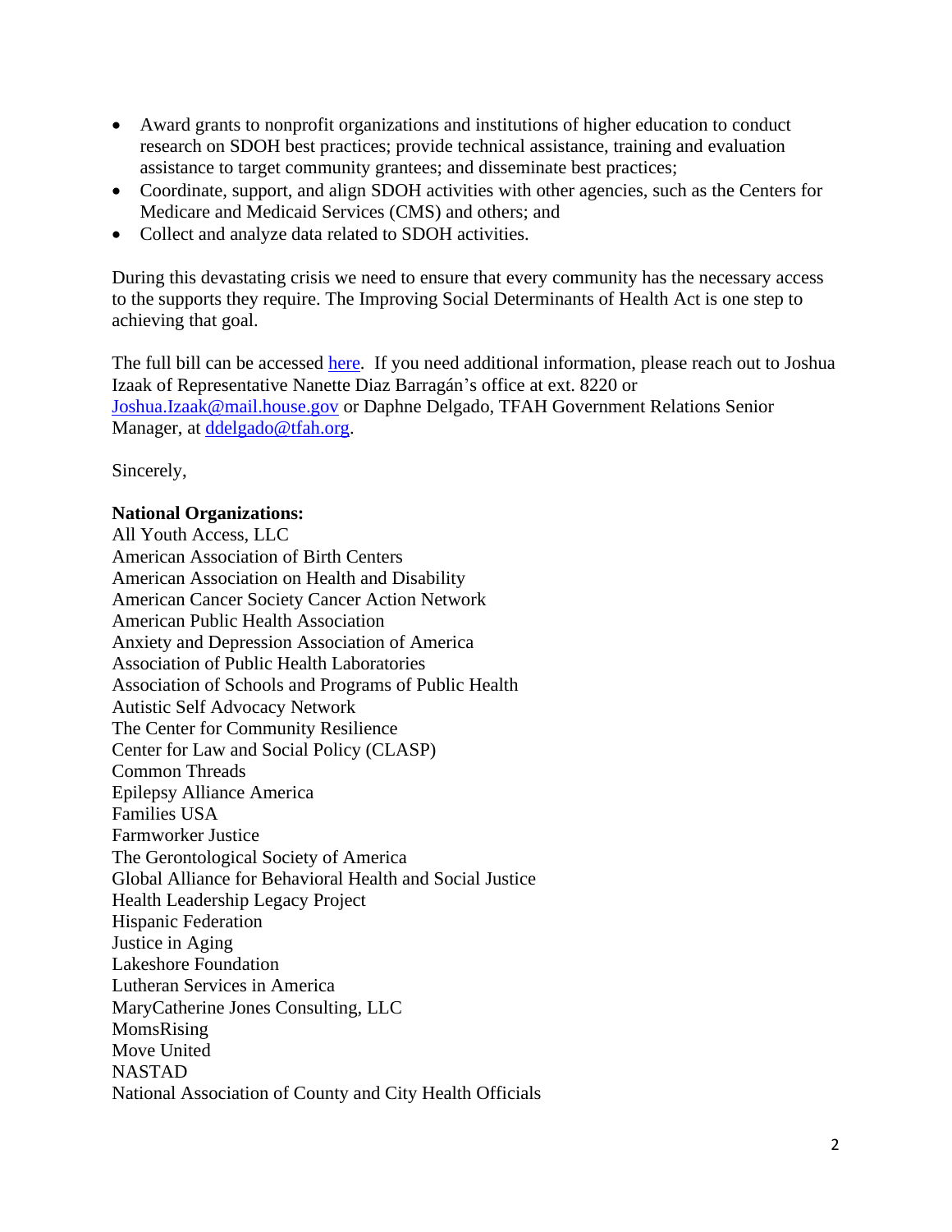- Award grants to nonprofit organizations and institutions of higher education to conduct research on SDOH best practices; provide technical assistance, training and evaluation assistance to target community grantees; and disseminate best practices;
- Coordinate, support, and align SDOH activities with other agencies, such as the Centers for Medicare and Medicaid Services (CMS) and others; and
- Collect and analyze data related to SDOH activities.

During this devastating crisis we need to ensure that every community has the necessary access to the supports they require. The Improving Social Determinants of Health Act is one step to achieving that goal.

The full bill can be accessed here. If you need additional information, please reach out to Joshua Izaak of Representative Nanette Diaz Barragán's office at ext. 8220 or Joshua.Izaak@mail.house.gov or Daphne Delgado, TFAH Government Relations Senior Manager, at ddelgado@tfah.org.

Sincerely,

**National Organizations:**
All Youth Access, LLC
American Association of Birth Centers
American Association on Health and Disability
American Cancer Society Cancer Action Network
American Public Health Association
Anxiety and Depression Association of America
Association of Public Health Laboratories
Association of Schools and Programs of Public Health
Autistic Self Advocacy Network
The Center for Community Resilience
Center for Law and Social Policy (CLASP)
Common Threads
Epilepsy Alliance America
Families USA
Farmworker Justice
The Gerontological Society of America
Global Alliance for Behavioral Health and Social Justice
Health Leadership Legacy Project
Hispanic Federation
Justice in Aging
Lakeshore Foundation
Lutheran Services in America
MaryCatherine Jones Consulting, LLC
MomsRising
Move United
NASTAD
National Association of County and City Health Officials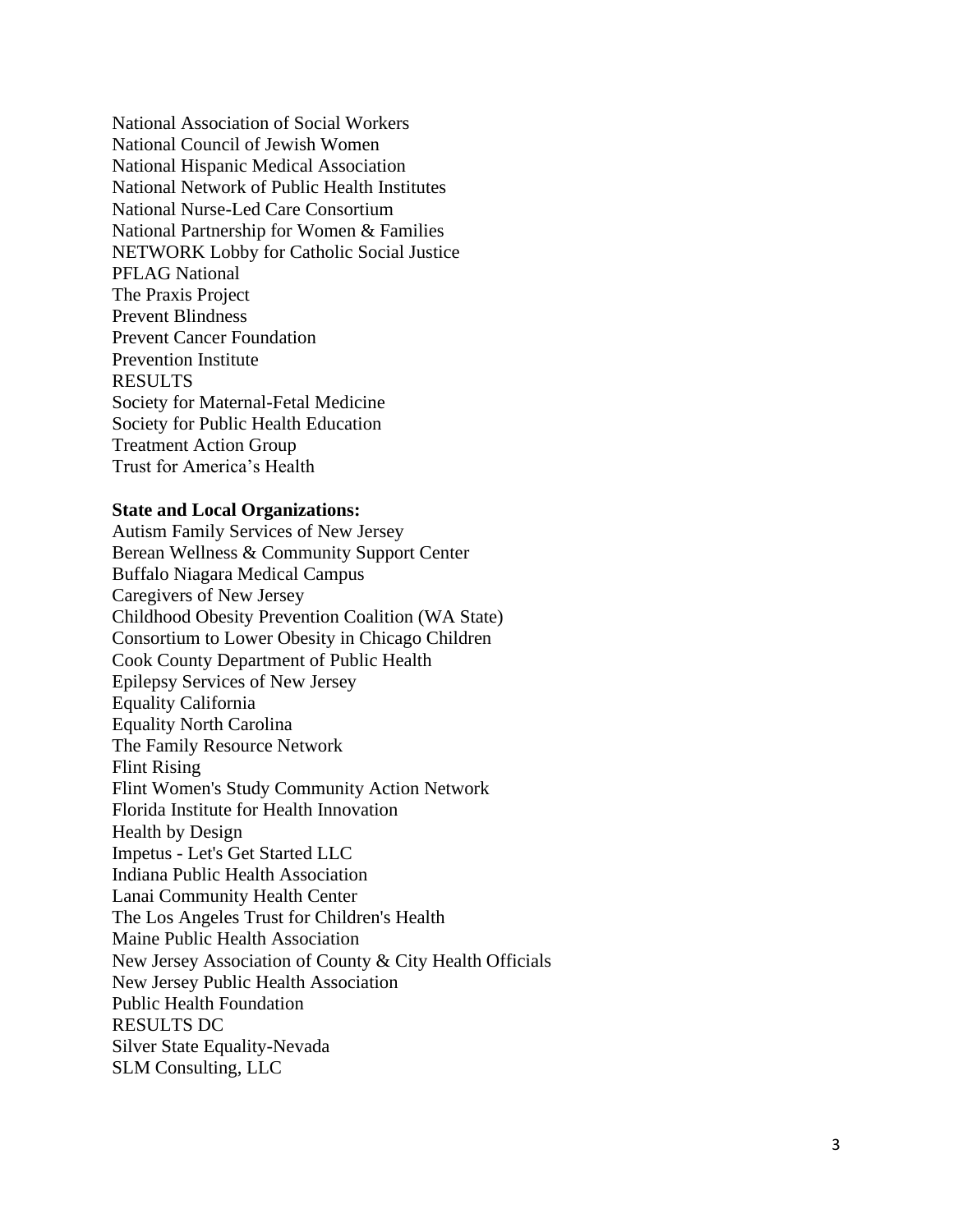National Association of Social Workers
National Council of Jewish Women
National Hispanic Medical Association
National Network of Public Health Institutes
National Nurse-Led Care Consortium
National Partnership for Women & Families
NETWORK Lobby for Catholic Social Justice
PFLAG National
The Praxis Project
Prevent Blindness
Prevent Cancer Foundation
Prevention Institute
RESULTS
Society for Maternal-Fetal Medicine
Society for Public Health Education
Treatment Action Group
Trust for America's Health

**State and Local Organizations:**

Autism Family Services of New Jersey
Berean Wellness & Community Support Center
Buffalo Niagara Medical Campus
Caregivers of New Jersey
Childhood Obesity Prevention Coalition (WA State)
Consortium to Lower Obesity in Chicago Children
Cook County Department of Public Health
Epilepsy Services of New Jersey
Equality California
Equality North Carolina
The Family Resource Network
Flint Rising
Flint Women's Study Community Action Network
Florida Institute for Health Innovation
Health by Design
Impetus - Let's Get Started LLC
Indiana Public Health Association
Lanai Community Health Center
The Los Angeles Trust for Children's Health
Maine Public Health Association
New Jersey Association of County & City Health Officials
New Jersey Public Health Association
Public Health Foundation
RESULTS DC
Silver State Equality-Nevada
SLM Consulting, LLC